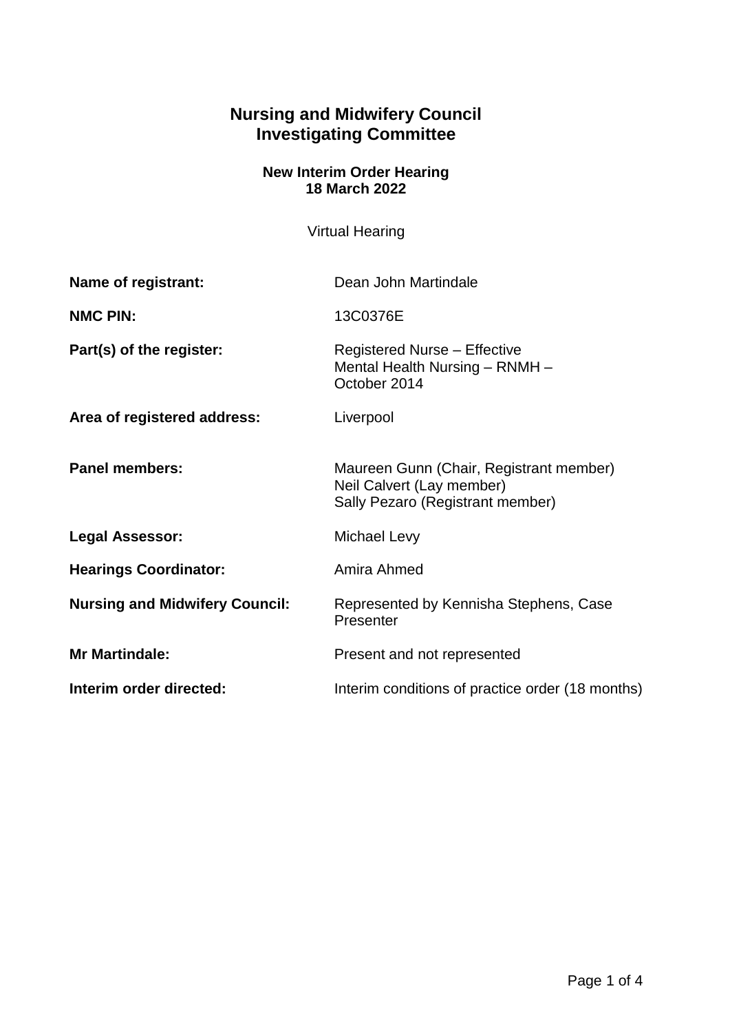# Nursing and Midwifery Council
# Investigating Committee

### New Interim Order Hearing
### 18 March 2022

Virtual Hearing

| | |
|---|---|
| **Name of registrant:** | Dean John Martindale |
| **NMC PIN:** | 13C0376E |
| **Part(s) of the register:** | Registered Nurse – Effective<br>Mental Health Nursing – RNMH – October 2014 |
| **Area of registered address:** | Liverpool |
| **Panel members:** | Maureen Gunn (Chair, Registrant member)<br>Neil Calvert (Lay member)<br>Sally Pezaro (Registrant member) |
| **Legal Assessor:** | Michael Levy |
| **Hearings Coordinator:** | Amira Ahmed |
| **Nursing and Midwifery Council:** | Represented by Kennisha Stephens, Case Presenter |
| **Mr Martindale:** | Present and not represented |
| **Interim order directed:** | Interim conditions of practice order (18 months) |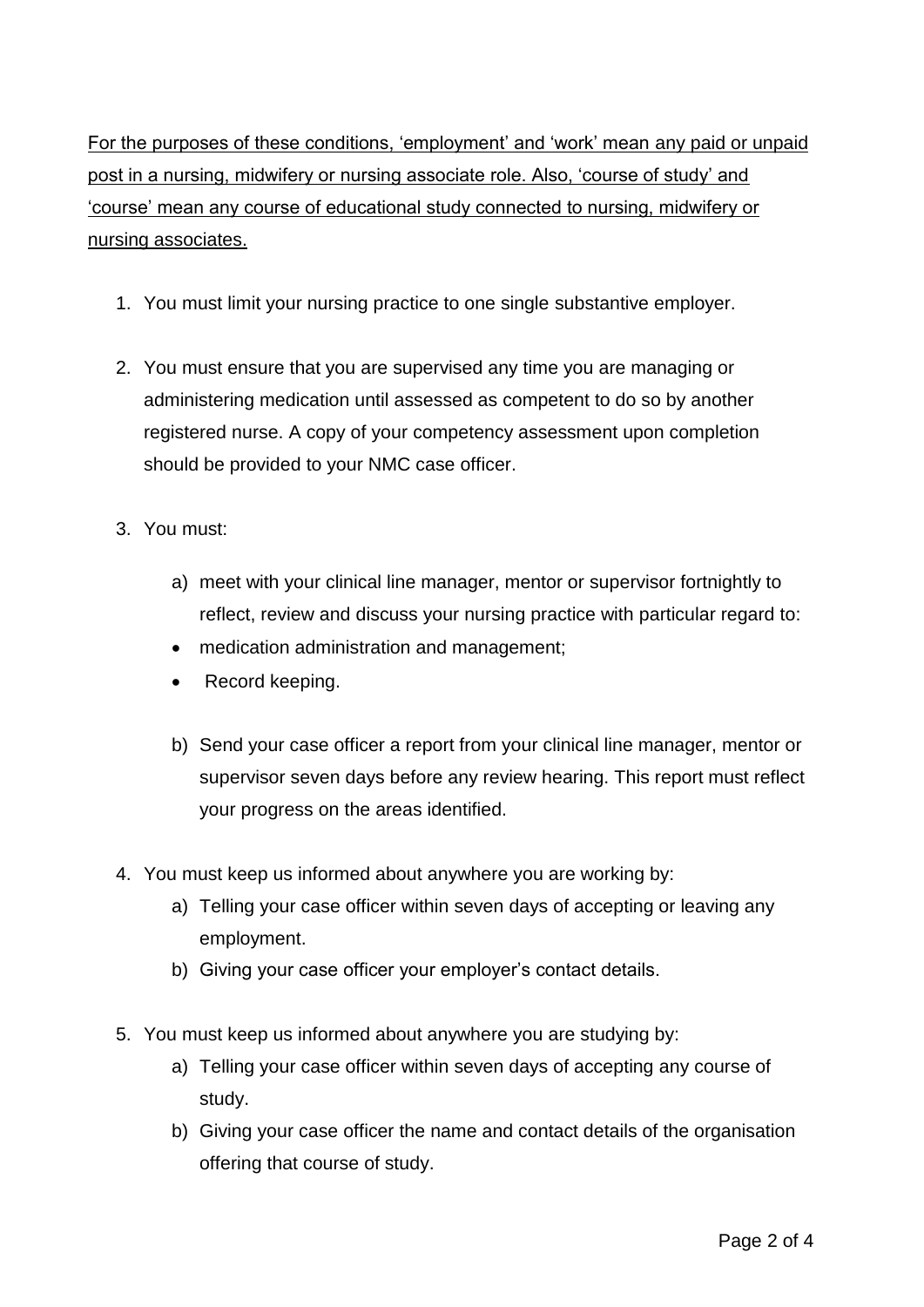<u>For the purposes of these conditions, 'employment' and 'work' mean any paid or unpaid post in a nursing, midwifery or nursing associate role. Also, 'course of study' and 'course' mean any course of educational study connected to nursing, midwifery or nursing associates.</u>

1. You must limit your nursing practice to one single substantive employer.

2. You must ensure that you are supervised any time you are managing or administering medication until assessed as competent to do so by another registered nurse. A copy of your competency assessment upon completion should be provided to your NMC case officer.

3. You must:

   a) meet with your clinical line manager, mentor or supervisor fortnightly to reflect, review and discuss your nursing practice with particular regard to:
   - medication administration and management;
   - Record keeping.

   b) Send your case officer a report from your clinical line manager, mentor or supervisor seven days before any review hearing. This report must reflect your progress on the areas identified.

4. You must keep us informed about anywhere you are working by:
   a) Telling your case officer within seven days of accepting or leaving any employment.
   b) Giving your case officer your employer's contact details.

5. You must keep us informed about anywhere you are studying by:
   a) Telling your case officer within seven days of accepting any course of study.
   b) Giving your case officer the name and contact details of the organisation offering that course of study.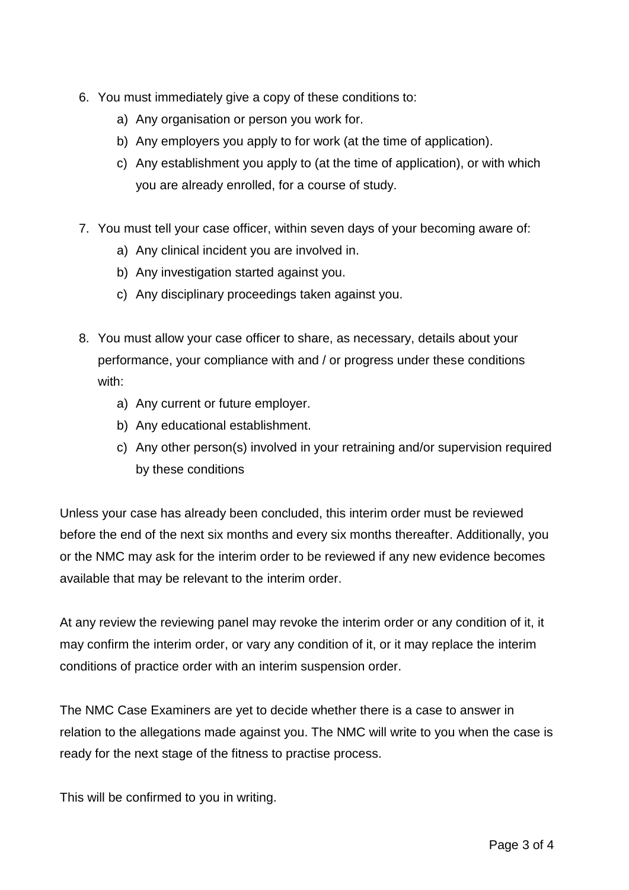6. You must immediately give a copy of these conditions to:
    a) Any organisation or person you work for.
    b) Any employers you apply to for work (at the time of application).
    c) Any establishment you apply to (at the time of application), or with which you are already enrolled, for a course of study.

7. You must tell your case officer, within seven days of your becoming aware of:
    a) Any clinical incident you are involved in.
    b) Any investigation started against you.
    c) Any disciplinary proceedings taken against you.

8. You must allow your case officer to share, as necessary, details about your performance, your compliance with and / or progress under these conditions with:
    a) Any current or future employer.
    b) Any educational establishment.
    c) Any other person(s) involved in your retraining and/or supervision required by these conditions

Unless your case has already been concluded, this interim order must be reviewed before the end of the next six months and every six months thereafter. Additionally, you or the NMC may ask for the interim order to be reviewed if any new evidence becomes available that may be relevant to the interim order.

At any review the reviewing panel may revoke the interim order or any condition of it, it may confirm the interim order, or vary any condition of it, or it may replace the interim conditions of practice order with an interim suspension order.

The NMC Case Examiners are yet to decide whether there is a case to answer in relation to the allegations made against you. The NMC will write to you when the case is ready for the next stage of the fitness to practise process.

This will be confirmed to you in writing.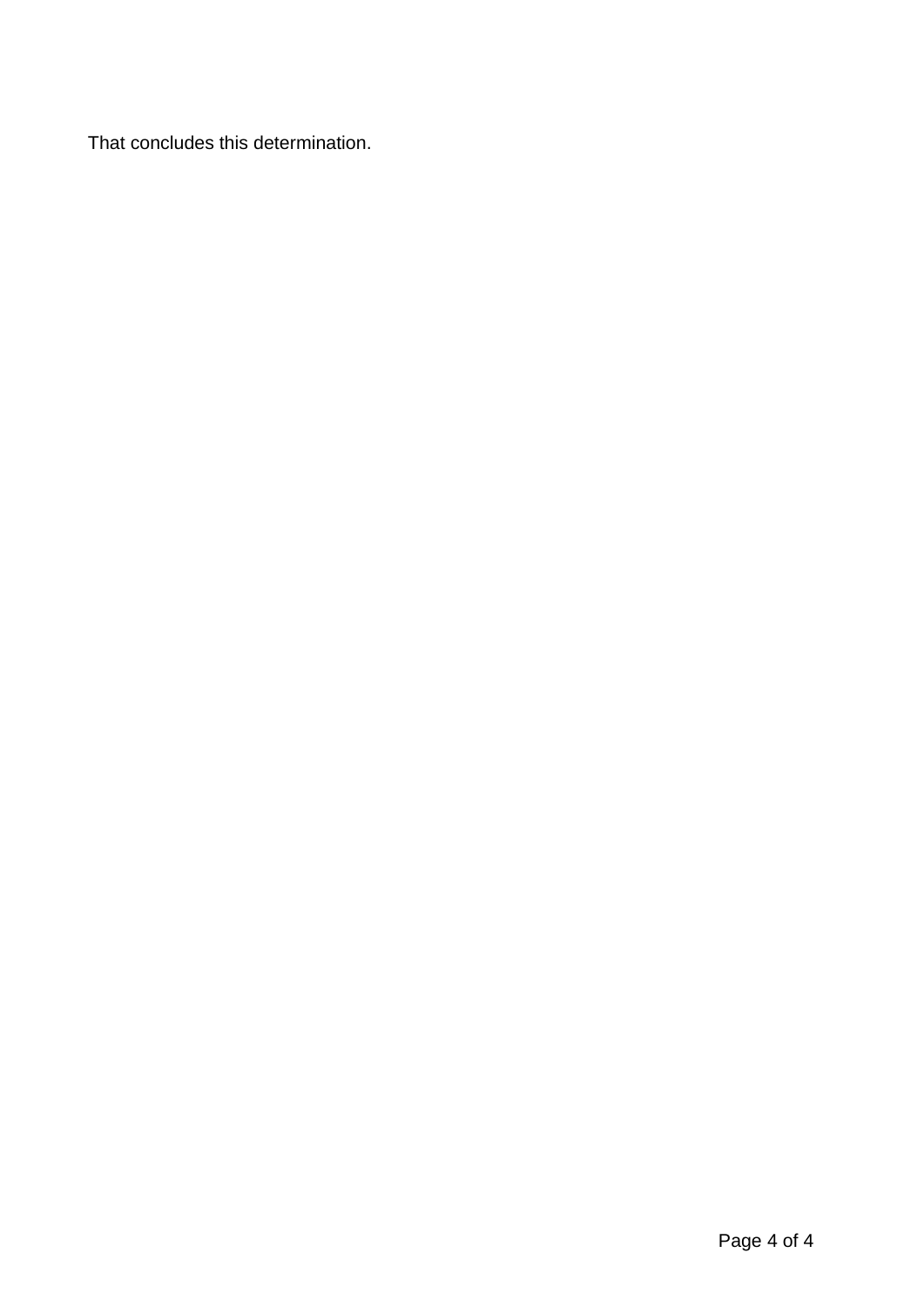That concludes this determination.